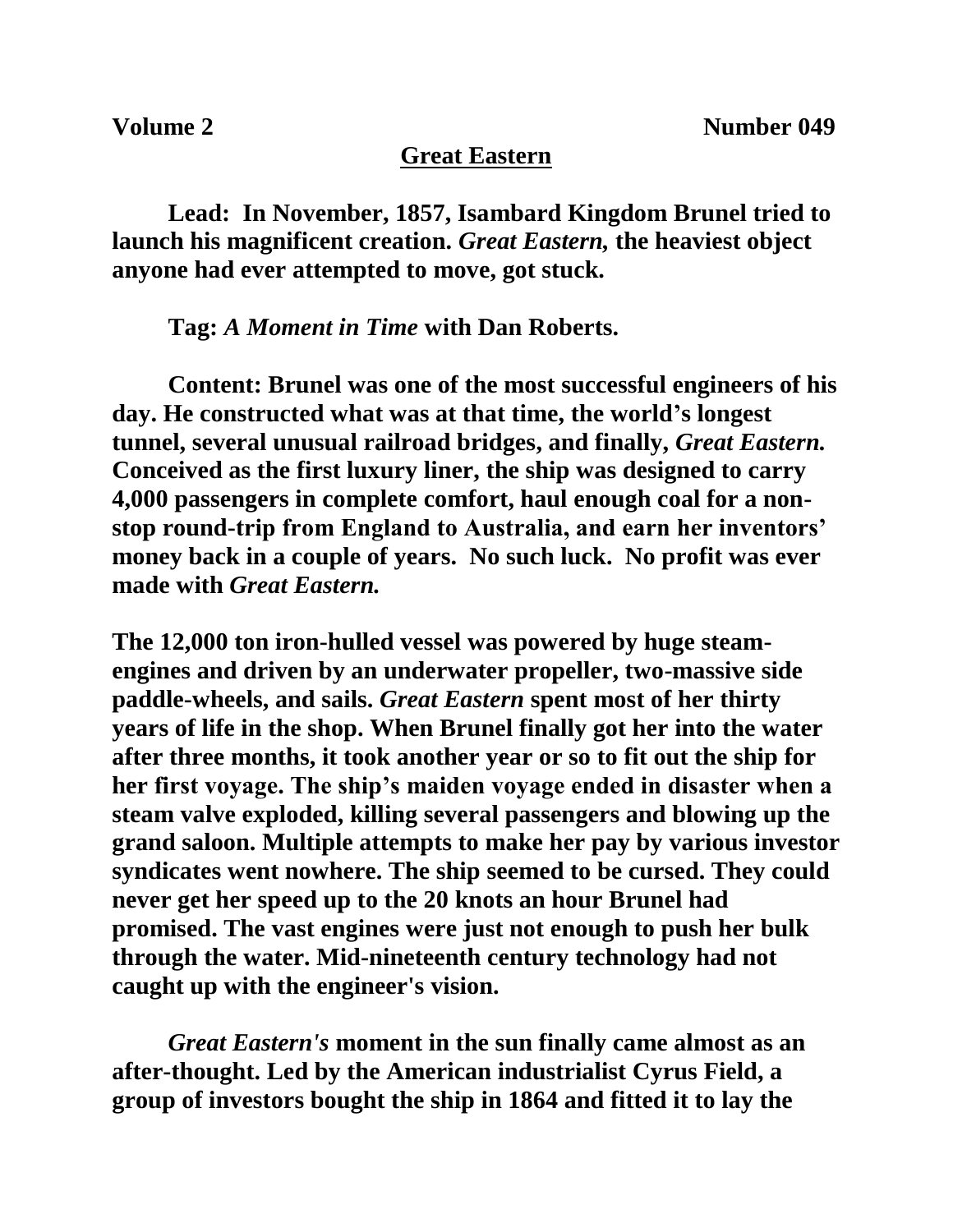**Volume 2** **Number 049**

## Great Eastern

**Lead: In November, 1857, Isambard Kingdom Brunel tried to launch his magnificent creation. *Great Eastern,* the heaviest object anyone had ever attempted to move, got stuck.**

**Tag: *A Moment in Time* with Dan Roberts.**

**Content: Brunel was one of the most successful engineers of his day. He constructed what was at that time, the world's longest tunnel, several unusual railroad bridges, and finally, *Great Eastern.* Conceived as the first luxury liner, the ship was designed to carry 4,000 passengers in complete comfort, haul enough coal for a non-stop round-trip from England to Australia, and earn her inventors' money back in a couple of years. No such luck. No profit was ever made with *Great Eastern.***

**The 12,000 ton iron-hulled vessel was powered by huge steam-engines and driven by an underwater propeller, two-massive side paddle-wheels, and sails. *Great Eastern* spent most of her thirty years of life in the shop. When Brunel finally got her into the water after three months, it took another year or so to fit out the ship for her first voyage. The ship's maiden voyage ended in disaster when a steam valve exploded, killing several passengers and blowing up the grand saloon. Multiple attempts to make her pay by various investor syndicates went nowhere. The ship seemed to be cursed. They could never get her speed up to the 20 knots an hour Brunel had promised. The vast engines were just not enough to push her bulk through the water. Mid-nineteenth century technology had not caught up with the engineer's vision.**

***Great Eastern's* moment in the sun finally came almost as an after-thought. Led by the American industrialist Cyrus Field, a group of investors bought the ship in 1864 and fitted it to lay the**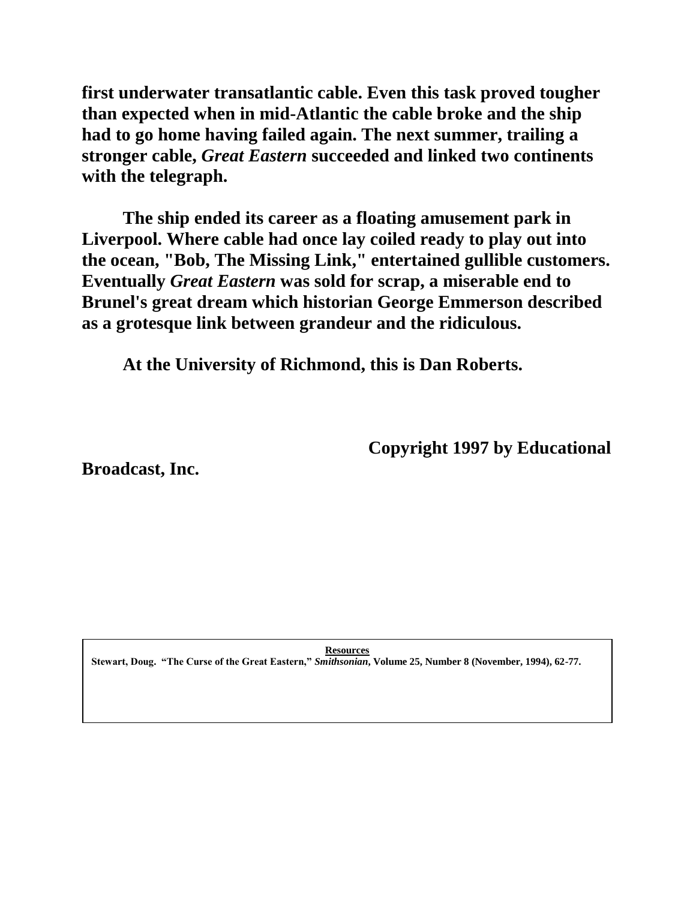**first underwater transatlantic cable. Even this task proved tougher than expected when in mid-Atlantic the cable broke and the ship had to go home having failed again. The next summer, trailing a stronger cable, *Great Eastern* succeeded and linked two continents with the telegraph.**

**The ship ended its career as a floating amusement park in Liverpool. Where cable had once lay coiled ready to play out into the ocean, "Bob, The Missing Link," entertained gullible customers. Eventually *Great Eastern* was sold for scrap, a miserable end to Brunel's great dream which historian George Emmerson described as a grotesque link between grandeur and the ridiculous.**

**At the University of Richmond, this is Dan Roberts.**

**Copyright 1997 by Educational Broadcast, Inc.**

**Resources**

**Stewart, Doug. "The Curse of the Great Eastern," *Smithsonian*, Volume 25, Number 8 (November, 1994), 62-77.**